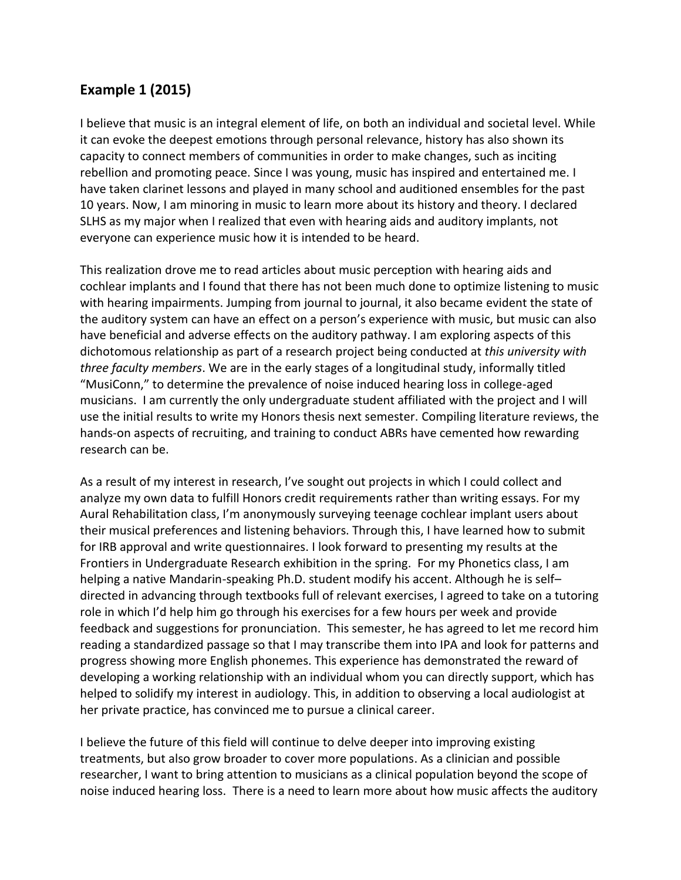## Example 1 (2015)

I believe that music is an integral element of life, on both an individual and societal level. While it can evoke the deepest emotions through personal relevance, history has also shown its capacity to connect members of communities in order to make changes, such as inciting rebellion and promoting peace. Since I was young, music has inspired and entertained me. I have taken clarinet lessons and played in many school and auditioned ensembles for the past 10 years. Now, I am minoring in music to learn more about its history and theory. I declared SLHS as my major when I realized that even with hearing aids and auditory implants, not everyone can experience music how it is intended to be heard.

This realization drove me to read articles about music perception with hearing aids and cochlear implants and I found that there has not been much done to optimize listening to music with hearing impairments. Jumping from journal to journal, it also became evident the state of the auditory system can have an effect on a person's experience with music, but music can also have beneficial and adverse effects on the auditory pathway. I am exploring aspects of this dichotomous relationship as part of a research project being conducted at *this university with three faculty members*. We are in the early stages of a longitudinal study, informally titled "MusiConn," to determine the prevalence of noise induced hearing loss in college-aged musicians. I am currently the only undergraduate student affiliated with the project and I will use the initial results to write my Honors thesis next semester. Compiling literature reviews, the hands-on aspects of recruiting, and training to conduct ABRs have cemented how rewarding research can be.

As a result of my interest in research, I've sought out projects in which I could collect and analyze my own data to fulfill Honors credit requirements rather than writing essays. For my Aural Rehabilitation class, I'm anonymously surveying teenage cochlear implant users about their musical preferences and listening behaviors. Through this, I have learned how to submit for IRB approval and write questionnaires. I look forward to presenting my results at the Frontiers in Undergraduate Research exhibition in the spring. For my Phonetics class, I am helping a native Mandarin-speaking Ph.D. student modify his accent. Although he is self–directed in advancing through textbooks full of relevant exercises, I agreed to take on a tutoring role in which I'd help him go through his exercises for a few hours per week and provide feedback and suggestions for pronunciation. This semester, he has agreed to let me record him reading a standardized passage so that I may transcribe them into IPA and look for patterns and progress showing more English phonemes. This experience has demonstrated the reward of developing a working relationship with an individual whom you can directly support, which has helped to solidify my interest in audiology. This, in addition to observing a local audiologist at her private practice, has convinced me to pursue a clinical career.

I believe the future of this field will continue to delve deeper into improving existing treatments, but also grow broader to cover more populations. As a clinician and possible researcher, I want to bring attention to musicians as a clinical population beyond the scope of noise induced hearing loss. There is a need to learn more about how music affects the auditory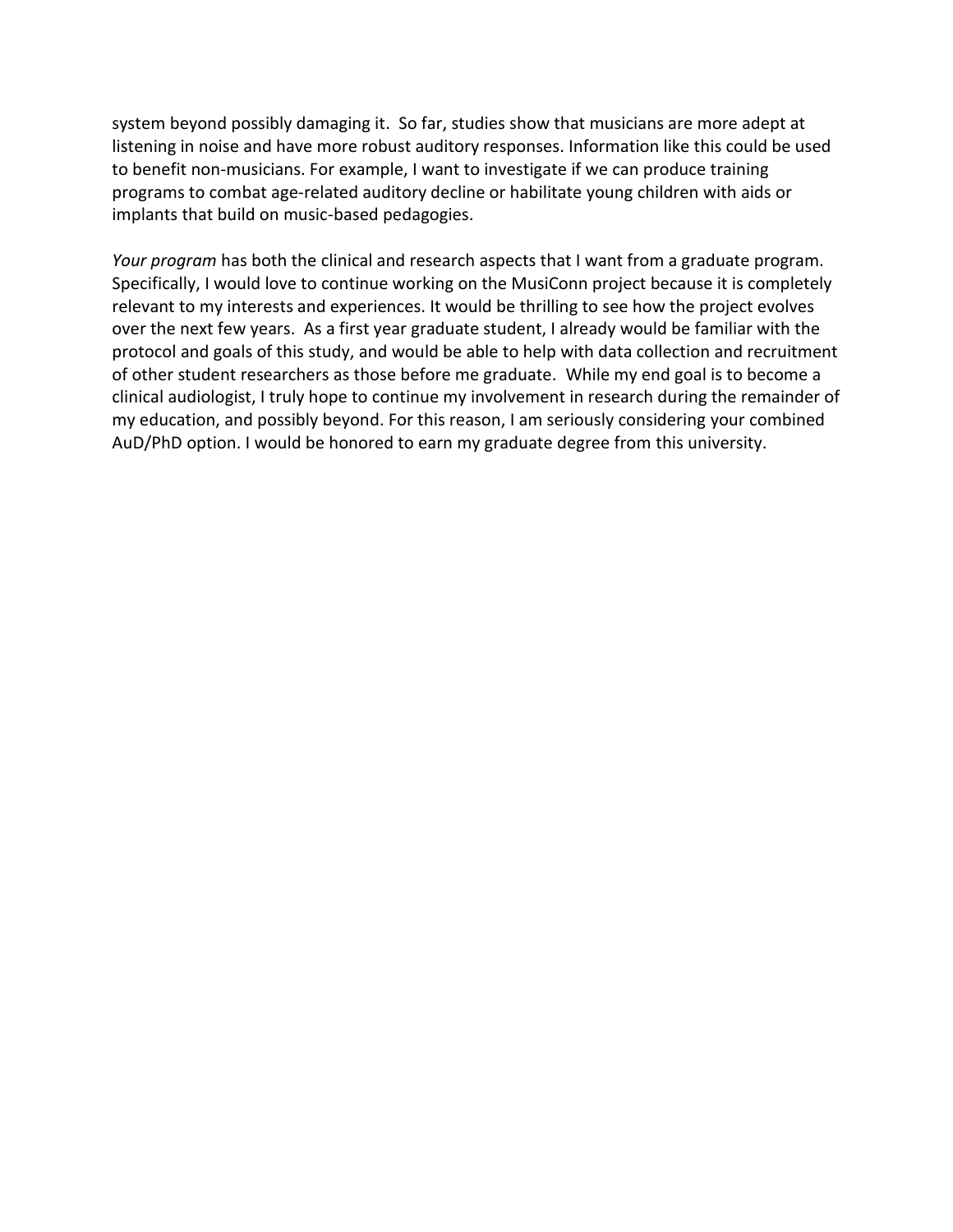system beyond possibly damaging it. So far, studies show that musicians are more adept at listening in noise and have more robust auditory responses. Information like this could be used to benefit non-musicians. For example, I want to investigate if we can produce training programs to combat age-related auditory decline or habilitate young children with aids or implants that build on music-based pedagogies.

*Your program* has both the clinical and research aspects that I want from a graduate program. Specifically, I would love to continue working on the MusiConn project because it is completely relevant to my interests and experiences. It would be thrilling to see how the project evolves over the next few years. As a first year graduate student, I already would be familiar with the protocol and goals of this study, and would be able to help with data collection and recruitment of other student researchers as those before me graduate. While my end goal is to become a clinical audiologist, I truly hope to continue my involvement in research during the remainder of my education, and possibly beyond. For this reason, I am seriously considering your combined AuD/PhD option. I would be honored to earn my graduate degree from this university.